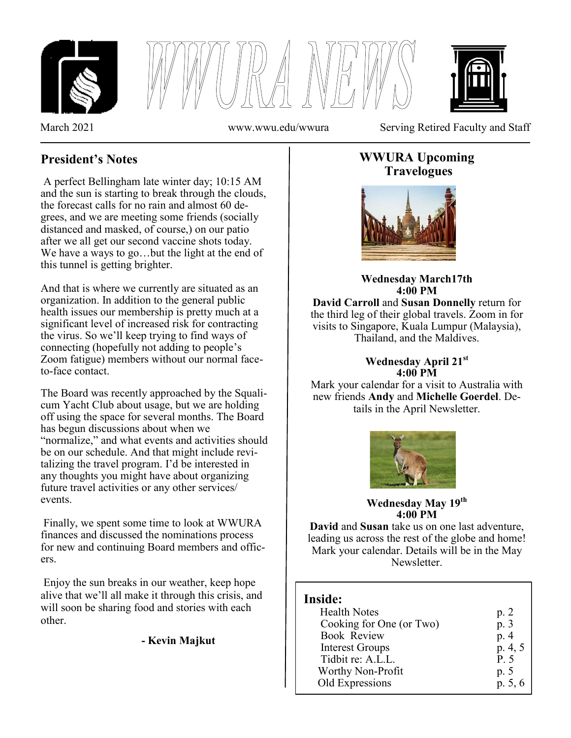# WWURA NEWS

March 2021 www.wwu.edu/wwura Serving Retired Faculty and Staff

## President's Notes

A perfect Bellingham late winter day; 10:15 AM and the sun is starting to break through the clouds, the forecast calls for no rain and almost 60 degrees, and we are meeting some friends (socially distanced and masked, of course,) on our patio after we all get our second vaccine shots today. We have a ways to go…but the light at the end of this tunnel is getting brighter.

And that is where we currently are situated as an organization. In addition to the general public health issues our membership is pretty much at a significant level of increased risk for contracting the virus. So we'll keep trying to find ways of connecting (hopefully not adding to people's Zoom fatigue) members without our normal face-to-face contact.

The Board was recently approached by the Squalicum Yacht Club about usage, but we are holding off using the space for several months. The Board has begun discussions about when we "normalize," and what events and activities should be on our schedule. And that might include revitalizing the travel program. I'd be interested in any thoughts you might have about organizing future travel activities or any other services/ events.

Finally, we spent some time to look at WWURA finances and discussed the nominations process for new and continuing Board members and officers.

Enjoy the sun breaks in our weather, keep hope alive that we'll all make it through this crisis, and will soon be sharing food and stories with each other.

**- Kevin Majkut**

## WWURA Upcoming Travelogues

**Wednesday March17th**
**4:00 PM**

**David Carroll** and **Susan Donnelly** return for the third leg of their global travels. Zoom in for visits to Singapore, Kuala Lumpur (Malaysia), Thailand, and the Maldives.

**Wednesday April 21st**
**4:00 PM**

Mark your calendar for a visit to Australia with new friends **Andy** and **Michelle Goerdel**. Details in the April Newsletter.

**Wednesday May 19th**
**4:00 PM**

**David** and **Susan** take us on one last adventure, leading us across the rest of the globe and home! Mark your calendar. Details will be in the May Newsletter.

**Inside:**

| | |
|---|---|
| Health Notes | p. 2 |
| Cooking for One (or Two) | p. 3 |
| Book Review | p. 4 |
| Interest Groups | p. 4, 5 |
| Tidbit re: A.L.L. | P. 5 |
| Worthy Non-Profit | p. 5 |
| Old Expressions | p. 5, 6 |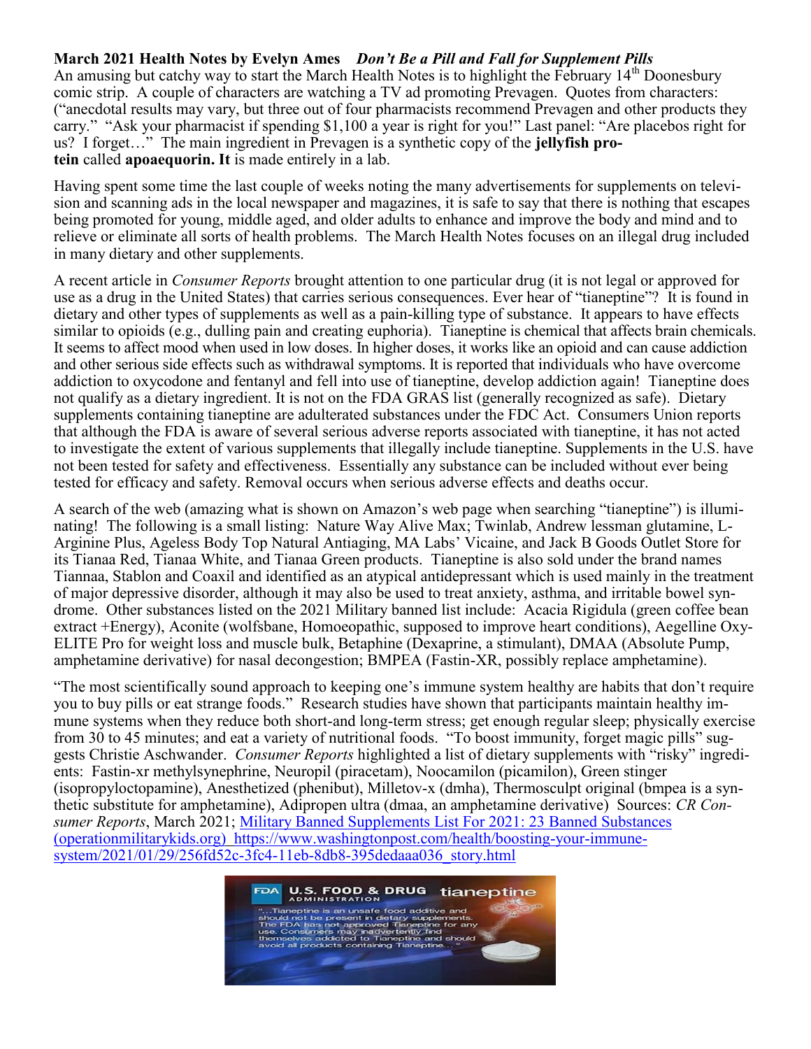**March 2021 Health Notes by Evelyn Ames** ***Don't Be a Pill and Fall for Supplement Pills***

An amusing but catchy way to start the March Health Notes is to highlight the February 14th Doonesbury comic strip. A couple of characters are watching a TV ad promoting Prevagen. Quotes from characters: ("anecdotal results may vary, but three out of four pharmacists recommend Prevagen and other products they carry." "Ask your pharmacist if spending $1,100 a year is right for you!" Last panel: "Are placebos right for us? I forget…" The main ingredient in Prevagen is a synthetic copy of the **jellyfish protein** called **apoaequorin. It** is made entirely in a lab.

Having spent some time the last couple of weeks noting the many advertisements for supplements on television and scanning ads in the local newspaper and magazines, it is safe to say that there is nothing that escapes being promoted for young, middle aged, and older adults to enhance and improve the body and mind and to relieve or eliminate all sorts of health problems. The March Health Notes focuses on an illegal drug included in many dietary and other supplements.

A recent article in *Consumer Reports* brought attention to one particular drug (it is not legal or approved for use as a drug in the United States) that carries serious consequences. Ever hear of "tianeptine"? It is found in dietary and other types of supplements as well as a pain-killing type of substance. It appears to have effects similar to opioids (e.g., dulling pain and creating euphoria). Tianeptine is chemical that affects brain chemicals. It seems to affect mood when used in low doses. In higher doses, it works like an opioid and can cause addiction and other serious side effects such as withdrawal symptoms. It is reported that individuals who have overcome addiction to oxycodone and fentanyl and fell into use of tianeptine, develop addiction again! Tianeptine does not qualify as a dietary ingredient. It is not on the FDA GRAS list (generally recognized as safe). Dietary supplements containing tianeptine are adulterated substances under the FDC Act. Consumers Union reports that although the FDA is aware of several serious adverse reports associated with tianeptine, it has not acted to investigate the extent of various supplements that illegally include tianeptine. Supplements in the U.S. have not been tested for safety and effectiveness. Essentially any substance can be included without ever being tested for efficacy and safety. Removal occurs when serious adverse effects and deaths occur.

A search of the web (amazing what is shown on Amazon's web page when searching "tianeptine") is illuminating! The following is a small listing: Nature Way Alive Max; Twinlab, Andrew lessman glutamine, L-Arginine Plus, Ageless Body Top Natural Antiaging, MA Labs' Vicaine, and Jack B Goods Outlet Store for its Tianaa Red, Tianaa White, and Tianaa Green products. Tianeptine is also sold under the brand names Tiannaa, Stablon and Coaxil and identified as an atypical antidepressant which is used mainly in the treatment of major depressive disorder, although it may also be used to treat anxiety, asthma, and irritable bowel syndrome. Other substances listed on the 2021 Military banned list include: Acacia Rigidula (green coffee bean extract +Energy), Aconite (wolfsbane, Homoeopathic, supposed to improve heart conditions), Aegelline Oxy-ELITE Pro for weight loss and muscle bulk, Betaphine (Dexaprine, a stimulant), DMAA (Absolute Pump, amphetamine derivative) for nasal decongestion; BMPEA (Fastin-XR, possibly replace amphetamine).

"The most scientifically sound approach to keeping one's immune system healthy are habits that don't require you to buy pills or eat strange foods." Research studies have shown that participants maintain healthy immune systems when they reduce both short-and long-term stress; get enough regular sleep; physically exercise from 30 to 45 minutes; and eat a variety of nutritional foods. "To boost immunity, forget magic pills" suggests Christie Aschwander. *Consumer Reports* highlighted a list of dietary supplements with "risky" ingredients: Fastin-xr methylsynephrine, Neuropil (piracetam), Noocamilon (picamilon), Green stinger (isopropyloctopamine), Anesthetized (phenibut), Milletov-x (dmha), Thermosculpt original (bmpea is a synthetic substitute for amphetamine), Adipropen ultra (dmaa, an amphetamine derivative) Sources: *CR Consumer Reports*, March 2021; [Military Banned Supplements List For 2021: 23 Banned Substances (operationmilitarykids.org)](https://operationmilitarykids.org) https://www.washingtonpost.com/health/boosting-your-immune-system/2021/01/29/256fd52c-3fc4-11eb-8db8-395dedaaa036_story.html

FDA U.S. FOOD & DRUG ADMINISTRATION tianeptine

"…Tianeptine is an unsafe food additive and should not be present in dietary supplements. The FDA has not approved Tianeptine for any use. Consumers may inadvertently find themselves addicted to Tianeptine and should avoid all products containing Tianeptine…"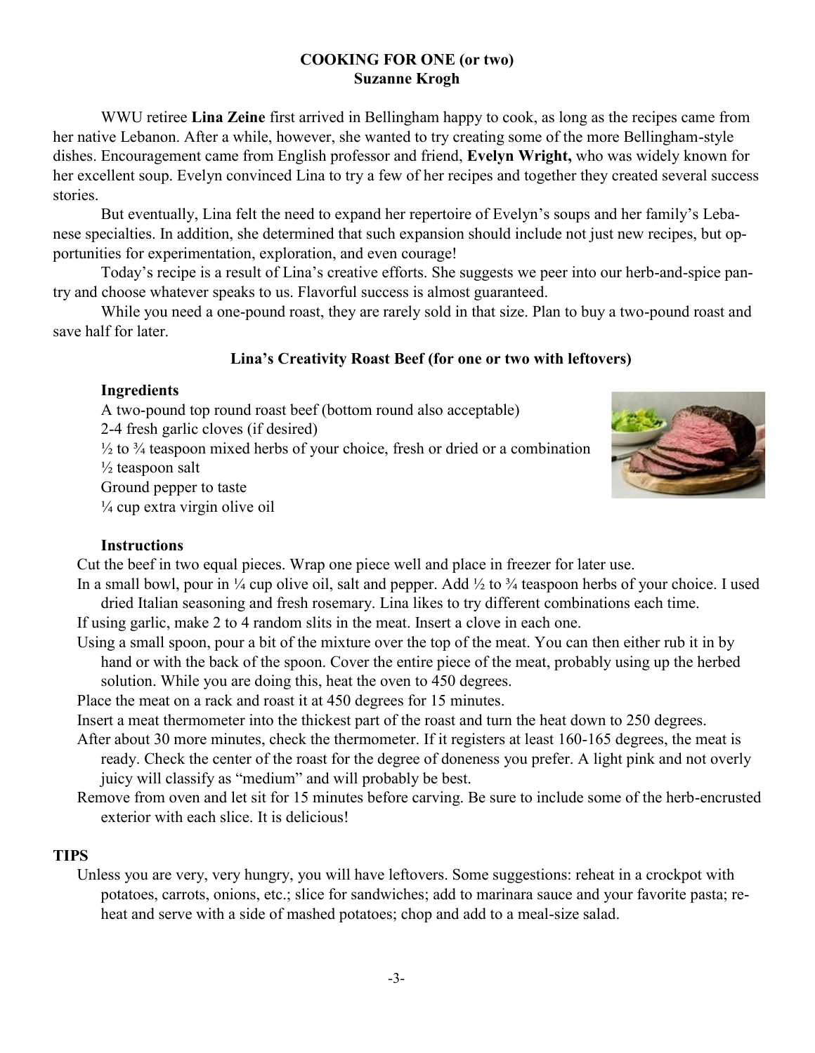**COOKING FOR ONE (or two)**
**Suzanne Krogh**

WWU retiree **Lina Zeine** first arrived in Bellingham happy to cook, as long as the recipes came from her native Lebanon. After a while, however, she wanted to try creating some of the more Bellingham-style dishes. Encouragement came from English professor and friend, **Evelyn Wright,** who was widely known for her excellent soup. Evelyn convinced Lina to try a few of her recipes and together they created several success stories.

But eventually, Lina felt the need to expand her repertoire of Evelyn's soups and her family's Lebanese specialties. In addition, she determined that such expansion should include not just new recipes, but opportunities for experimentation, exploration, and even courage!

Today's recipe is a result of Lina's creative efforts. She suggests we peer into our herb-and-spice pantry and choose whatever speaks to us. Flavorful success is almost guaranteed.

While you need a one-pound roast, they are rarely sold in that size. Plan to buy a two-pound roast and save half for later.

**Lina's Creativity Roast Beef (for one or two with leftovers)**

**Ingredients**

A two-pound top round roast beef (bottom round also acceptable)
2-4 fresh garlic cloves (if desired)
½ to ¾ teaspoon mixed herbs of your choice, fresh or dried or a combination
½ teaspoon salt
Ground pepper to taste
¼ cup extra virgin olive oil

**Instructions**

Cut the beef in two equal pieces. Wrap one piece well and place in freezer for later use.

In a small bowl, pour in ¼ cup olive oil, salt and pepper. Add ½ to ¾ teaspoon herbs of your choice. I used dried Italian seasoning and fresh rosemary. Lina likes to try different combinations each time.

If using garlic, make 2 to 4 random slits in the meat. Insert a clove in each one.

Using a small spoon, pour a bit of the mixture over the top of the meat. You can then either rub it in by hand or with the back of the spoon. Cover the entire piece of the meat, probably using up the herbed solution. While you are doing this, heat the oven to 450 degrees.

Place the meat on a rack and roast it at 450 degrees for 15 minutes.

Insert a meat thermometer into the thickest part of the roast and turn the heat down to 250 degrees.

After about 30 more minutes, check the thermometer. If it registers at least 160-165 degrees, the meat is ready. Check the center of the roast for the degree of doneness you prefer. A light pink and not overly juicy will classify as "medium" and will probably be best.

Remove from oven and let sit for 15 minutes before carving. Be sure to include some of the herb-encrusted exterior with each slice. It is delicious!

**TIPS**

Unless you are very, very hungry, you will have leftovers. Some suggestions: reheat in a crockpot with potatoes, carrots, onions, etc.; slice for sandwiches; add to marinara sauce and your favorite pasta; reheat and serve with a side of mashed potatoes; chop and add to a meal-size salad.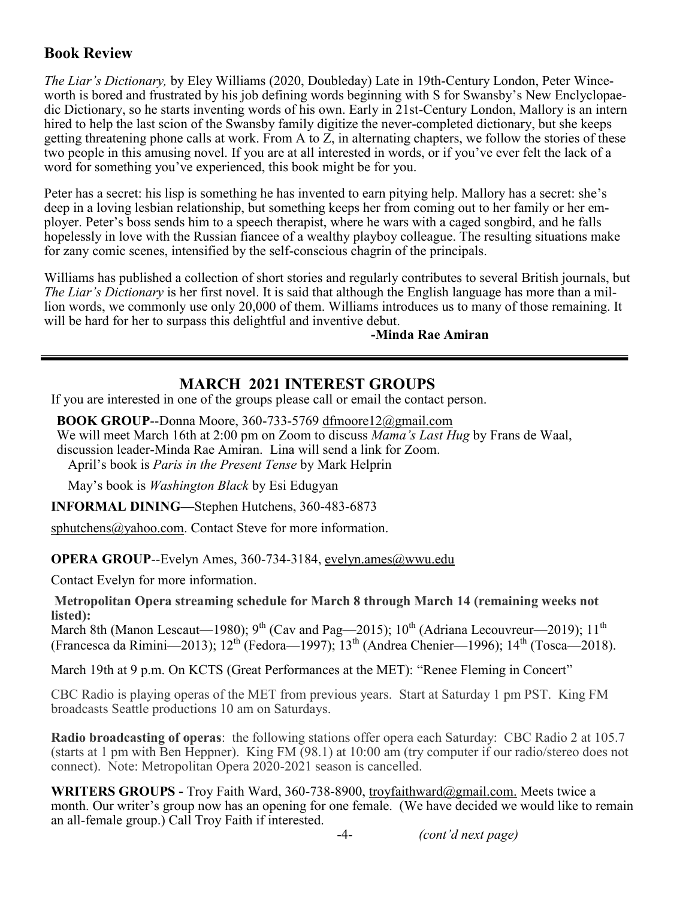## Book Review

*The Liar's Dictionary,* by Eley Williams (2020, Doubleday) Late in 19th-Century London, Peter Winceworth is bored and frustrated by his job defining words beginning with S for Swansby's New Enclyclopaedic Dictionary, so he starts inventing words of his own. Early in 21st-Century London, Mallory is an intern hired to help the last scion of the Swansby family digitize the never-completed dictionary, but she keeps getting threatening phone calls at work. From A to Z, in alternating chapters, we follow the stories of these two people in this amusing novel. If you are at all interested in words, or if you've ever felt the lack of a word for something you've experienced, this book might be for you.

Peter has a secret: his lisp is something he has invented to earn pitying help. Mallory has a secret: she's deep in a loving lesbian relationship, but something keeps her from coming out to her family or her employer. Peter's boss sends him to a speech therapist, where he wars with a caged songbird, and he falls hopelessly in love with the Russian fiancee of a wealthy playboy colleague. The resulting situations make for zany comic scenes, intensified by the self-conscious chagrin of the principals.

Williams has published a collection of short stories and regularly contributes to several British journals, but *The Liar's Dictionary* is her first novel. It is said that although the English language has more than a million words, we commonly use only 20,000 of them. Williams introduces us to many of those remaining. It will be hard for her to surpass this delightful and inventive debut.

**-Minda Rae Amiran**

---

## MARCH 2021 INTEREST GROUPS

If you are interested in one of the groups please call or email the contact person.

**BOOK GROUP**--Donna Moore, 360-733-5769 dfmoore12@gmail.com

We will meet March 16th at 2:00 pm on Zoom to discuss *Mama's Last Hug* by Frans de Waal, discussion leader-Minda Rae Amiran. Lina will send a link for Zoom.

April's book is *Paris in the Present Tense* by Mark Helprin

May's book is *Washington Black* by Esi Edugyan

**INFORMAL DINING—**Stephen Hutchens, 360-483-6873

sphutchens@yahoo.com. Contact Steve for more information.

**OPERA GROUP**--Evelyn Ames, 360-734-3184, evelyn.ames@wwu.edu

Contact Evelyn for more information.

**Metropolitan Opera streaming schedule for March 8 through March 14 (remaining weeks not listed):**

March 8th (Manon Lescaut—1980); 9th (Cav and Pag—2015); 10th (Adriana Lecouvreur—2019); 11th (Francesca da Rimini—2013); 12th (Fedora—1997); 13th (Andrea Chenier—1996); 14th (Tosca—2018).

March 19th at 9 p.m. On KCTS (Great Performances at the MET): "Renee Fleming in Concert"

CBC Radio is playing operas of the MET from previous years. Start at Saturday 1 pm PST. King FM broadcasts Seattle productions 10 am on Saturdays.

**Radio broadcasting of operas**: the following stations offer opera each Saturday: CBC Radio 2 at 105.7 (starts at 1 pm with Ben Heppner). King FM (98.1) at 10:00 am (try computer if our radio/stereo does not connect). Note: Metropolitan Opera 2020-2021 season is cancelled.

**WRITERS GROUPS -** Troy Faith Ward, 360-738-8900, troyfaithward@gmail.com. Meets twice a month. Our writer's group now has an opening for one female. (We have decided we would like to remain an all-female group.) Call Troy Faith if interested.

*(cont'd next page)*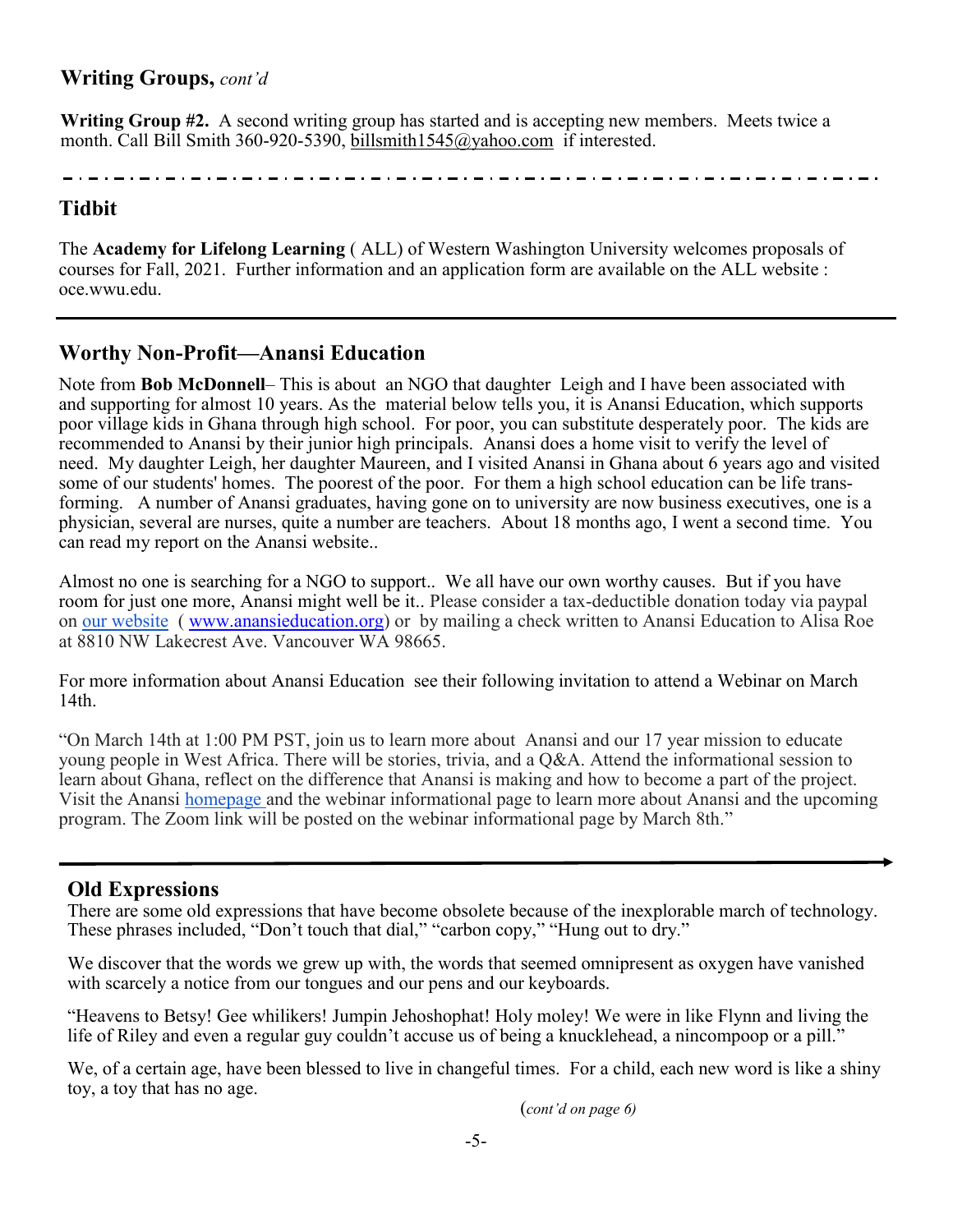## Writing Groups, *cont'd*

**Writing Group #2.** A second writing group has started and is accepting new members. Meets twice a month. Call Bill Smith 360-920-5390, billsmith1545@yahoo.com if interested.

---

## Tidbit

The **Academy for Lifelong Learning** ( ALL) of Western Washington University welcomes proposals of courses for Fall, 2021. Further information and an application form are available on the ALL website : oce.wwu.edu.

---

## Worthy Non-Profit—Anansi Education

Note from **Bob McDonnell**– This is about an NGO that daughter Leigh and I have been associated with and supporting for almost 10 years. As the material below tells you, it is Anansi Education, which supports poor village kids in Ghana through high school. For poor, you can substitute desperately poor. The kids are recommended to Anansi by their junior high principals. Anansi does a home visit to verify the level of need. My daughter Leigh, her daughter Maureen, and I visited Anansi in Ghana about 6 years ago and visited some of our students' homes. The poorest of the poor. For them a high school education can be life transforming. A number of Anansi graduates, having gone on to university are now business executives, one is a physician, several are nurses, quite a number are teachers. About 18 months ago, I went a second time. You can read my report on the Anansi website..

Almost no one is searching for a NGO to support.. We all have our own worthy causes. But if you have room for just one more, Anansi might well be it.. Please consider a tax-deductible donation today via paypal on our website ( www.anansieducation.org) or by mailing a check written to Anansi Education to Alisa Roe at 8810 NW Lakecrest Ave. Vancouver WA 98665.

For more information about Anansi Education see their following invitation to attend a Webinar on March 14th.

"On March 14th at 1:00 PM PST, join us to learn more about Anansi and our 17 year mission to educate young people in West Africa. There will be stories, trivia, and a Q&A. Attend the informational session to learn about Ghana, reflect on the difference that Anansi is making and how to become a part of the project. Visit the Anansi homepage and the webinar informational page to learn more about Anansi and the upcoming program. The Zoom link will be posted on the webinar informational page by March 8th."

---

## Old Expressions

There are some old expressions that have become obsolete because of the inexplorable march of technology. These phrases included, "Don't touch that dial," "carbon copy," "Hung out to dry."

We discover that the words we grew up with, the words that seemed omnipresent as oxygen have vanished with scarcely a notice from our tongues and our pens and our keyboards.

"Heavens to Betsy! Gee whilikers! Jumpin Jehoshophat! Holy moley! We were in like Flynn and living the life of Riley and even a regular guy couldn't accuse us of being a knucklehead, a nincompoop or a pill."

We, of a certain age, have been blessed to live in changeful times. For a child, each new word is like a shiny toy, a toy that has no age.

(*cont'd on page 6)*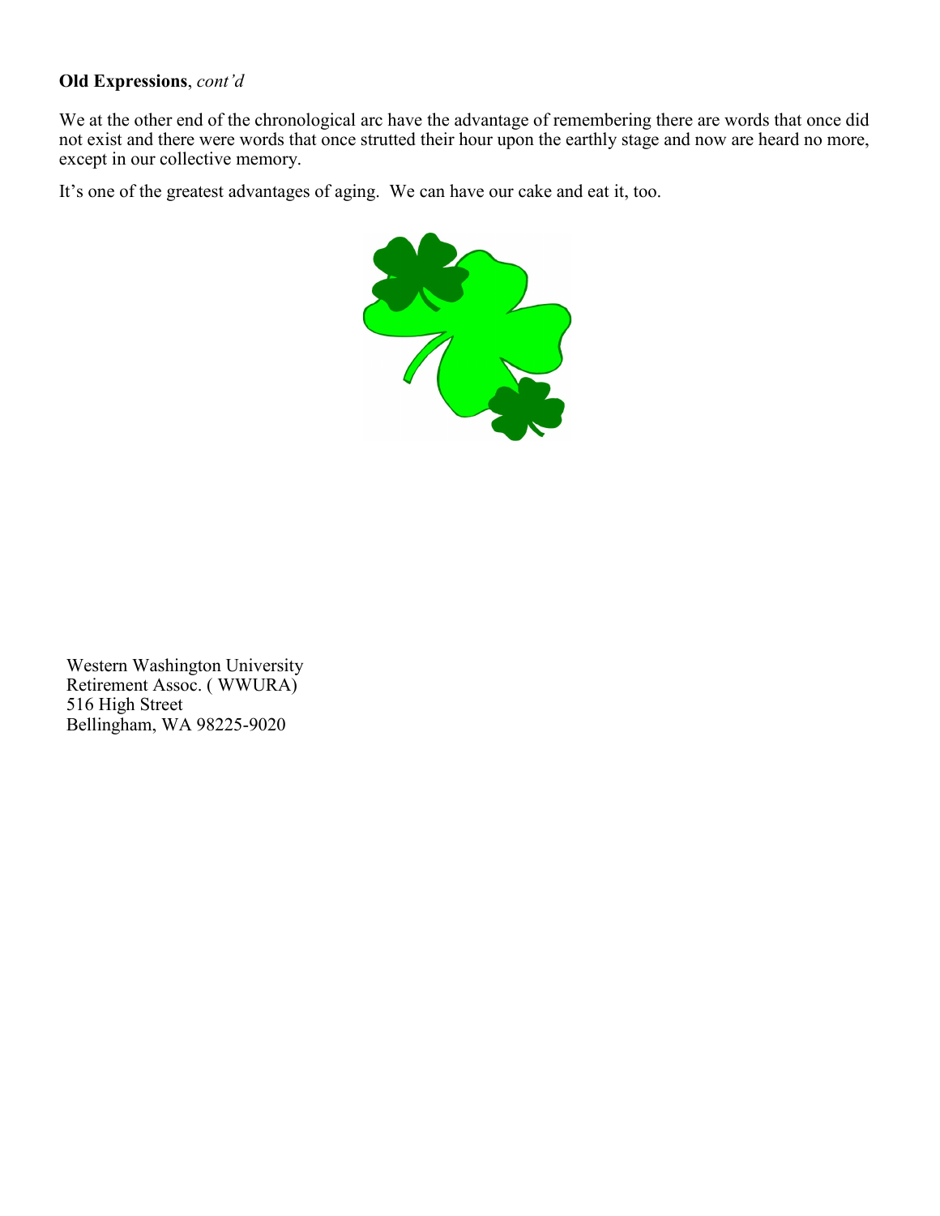**Old Expressions**, *cont'd*

We at the other end of the chronological arc have the advantage of remembering there are words that once did not exist and there were words that once strutted their hour upon the earthly stage and now are heard no more, except in our collective memory.

It's one of the greatest advantages of aging. We can have our cake and eat it, too.

Western Washington University
Retirement Assoc. ( WWURA)
516 High Street
Bellingham, WA 98225-9020